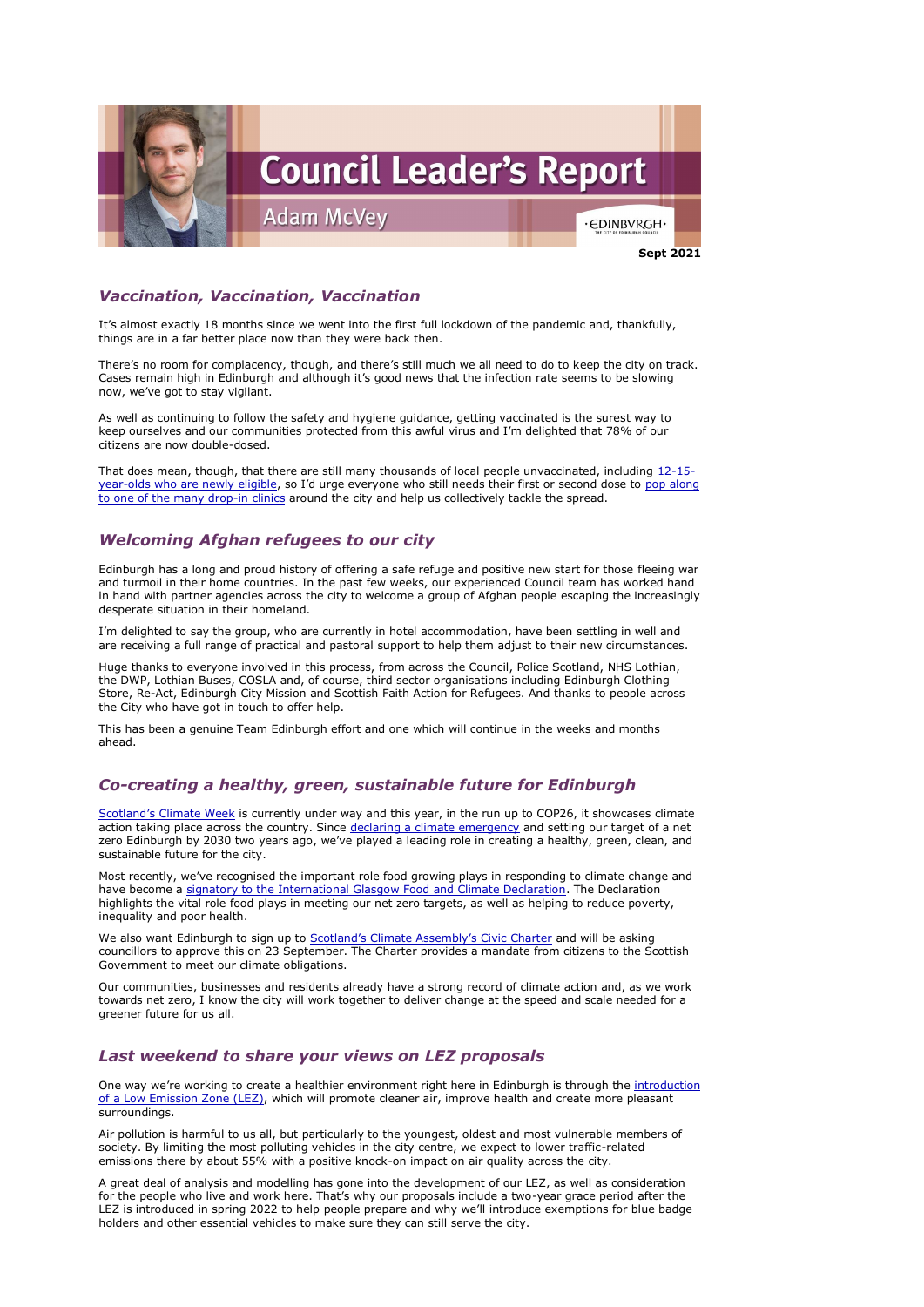# Council Leader's Report

## Adam McVey

**Sept 2021**

### *Vaccination, Vaccination, Vaccination*

It's almost exactly 18 months since we went into the first full lockdown of the pandemic and, thankfully, things are in a far better place now than they were back then.

There's no room for complacency, though, and there's still much we all need to do to keep the city on track. Cases remain high in Edinburgh and although it's good news that the infection rate seems to be slowing now, we've got to stay vigilant.

As well as continuing to follow the safety and hygiene guidance, getting vaccinated is the surest way to keep ourselves and our communities protected from this awful virus and I'm delighted that 78% of our citizens are now double-dosed.

That does mean, though, that there are still many thousands of local people unvaccinated, including 12-15-year-olds who are newly eligible, so I'd urge everyone who still needs their first or second dose to pop along to one of the many drop-in clinics around the city and help us collectively tackle the spread.

### *Welcoming Afghan refugees to our city*

Edinburgh has a long and proud history of offering a safe refuge and positive new start for those fleeing war and turmoil in their home countries. In the past few weeks, our experienced Council team has worked hand in hand with partner agencies across the city to welcome a group of Afghan people escaping the increasingly desperate situation in their homeland.

I'm delighted to say the group, who are currently in hotel accommodation, have been settling in well and are receiving a full range of practical and pastoral support to help them adjust to their new circumstances.

Huge thanks to everyone involved in this process, from across the Council, Police Scotland, NHS Lothian, the DWP, Lothian Buses, COSLA and, of course, third sector organisations including Edinburgh Clothing Store, Re-Act, Edinburgh City Mission and Scottish Faith Action for Refugees. And thanks to people across the City who have got in touch to offer help.

This has been a genuine Team Edinburgh effort and one which will continue in the weeks and months ahead.

### *Co-creating a healthy, green, sustainable future for Edinburgh*

Scotland's Climate Week is currently under way and this year, in the run up to COP26, it showcases climate action taking place across the country. Since declaring a climate emergency and setting our target of a net zero Edinburgh by 2030 two years ago, we've played a leading role in creating a healthy, green, clean, and sustainable future for the city.

Most recently, we've recognised the important role food growing plays in responding to climate change and have become a signatory to the International Glasgow Food and Climate Declaration. The Declaration highlights the vital role food plays in meeting our net zero targets, as well as helping to reduce poverty, inequality and poor health.

We also want Edinburgh to sign up to Scotland's Climate Assembly's Civic Charter and will be asking councillors to approve this on 23 September. The Charter provides a mandate from citizens to the Scottish Government to meet our climate obligations.

Our communities, businesses and residents already have a strong record of climate action and, as we work towards net zero, I know the city will work together to deliver change at the speed and scale needed for a greener future for us all.

### *Last weekend to share your views on LEZ proposals*

One way we're working to create a healthier environment right here in Edinburgh is through the introduction of a Low Emission Zone (LEZ), which will promote cleaner air, improve health and create more pleasant surroundings.

Air pollution is harmful to us all, but particularly to the youngest, oldest and most vulnerable members of society. By limiting the most polluting vehicles in the city centre, we expect to lower traffic-related emissions there by about 55% with a positive knock-on impact on air quality across the city.

A great deal of analysis and modelling has gone into the development of our LEZ, as well as consideration for the people who live and work here. That's why our proposals include a two-year grace period after the LEZ is introduced in spring 2022 to help people prepare and why we'll introduce exemptions for blue badge holders and other essential vehicles to make sure they can still serve the city.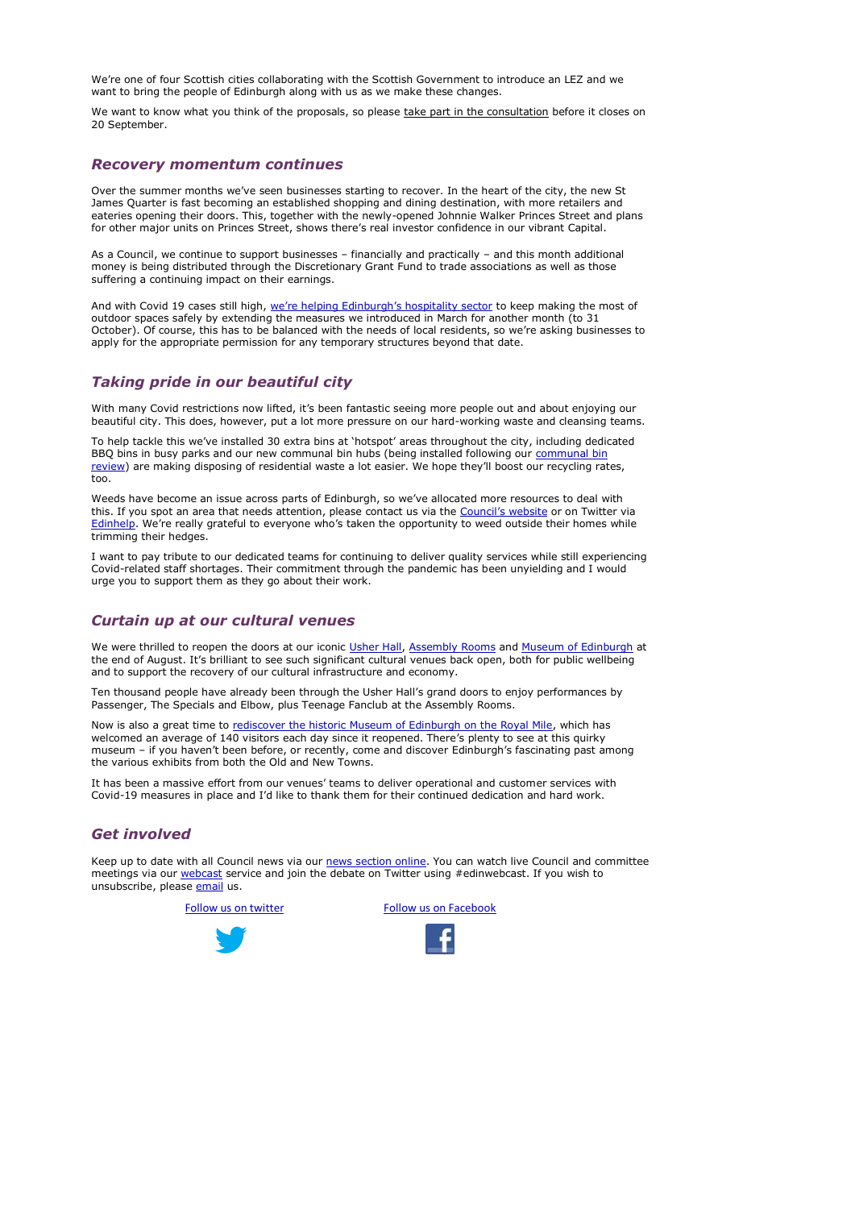We're one of four Scottish cities collaborating with the Scottish Government to introduce an LEZ and we want to bring the people of Edinburgh along with us as we make these changes.

We want to know what you think of the proposals, so please take part in the consultation before it closes on 20 September.

## *Recovery momentum continues*

Over the summer months we've seen businesses starting to recover. In the heart of the city, the new St James Quarter is fast becoming an established shopping and dining destination, with more retailers and eateries opening their doors. This, together with the newly-opened Johnnie Walker Princes Street and plans for other major units on Princes Street, shows there's real investor confidence in our vibrant Capital.

As a Council, we continue to support businesses – financially and practically – and this month additional money is being distributed through the Discretionary Grant Fund to trade associations as well as those suffering a continuing impact on their earnings.

And with Covid 19 cases still high, we're helping Edinburgh's hospitality sector to keep making the most of outdoor spaces safely by extending the measures we introduced in March for another month (to 31 October). Of course, this has to be balanced with the needs of local residents, so we're asking businesses to apply for the appropriate permission for any temporary structures beyond that date.

## *Taking pride in our beautiful city*

With many Covid restrictions now lifted, it's been fantastic seeing more people out and about enjoying our beautiful city. This does, however, put a lot more pressure on our hard-working waste and cleansing teams.

To help tackle this we've installed 30 extra bins at 'hotspot' areas throughout the city, including dedicated BBQ bins in busy parks and our new communal bin hubs (being installed following our communal bin review) are making disposing of residential waste a lot easier. We hope they'll boost our recycling rates, too.

Weeds have become an issue across parts of Edinburgh, so we've allocated more resources to deal with this. If you spot an area that needs attention, please contact us via the Council's website or on Twitter via Edinhelp. We're really grateful to everyone who's taken the opportunity to weed outside their homes while trimming their hedges.

I want to pay tribute to our dedicated teams for continuing to deliver quality services while still experiencing Covid-related staff shortages. Their commitment through the pandemic has been unyielding and I would urge you to support them as they go about their work.

## *Curtain up at our cultural venues*

We were thrilled to reopen the doors at our iconic Usher Hall, Assembly Rooms and Museum of Edinburgh at the end of August. It's brilliant to see such significant cultural venues back open, both for public wellbeing and to support the recovery of our cultural infrastructure and economy.

Ten thousand people have already been through the Usher Hall's grand doors to enjoy performances by Passenger, The Specials and Elbow, plus Teenage Fanclub at the Assembly Rooms.

Now is also a great time to rediscover the historic Museum of Edinburgh on the Royal Mile, which has welcomed an average of 140 visitors each day since it reopened. There's plenty to see at this quirky museum – if you haven't been before, or recently, come and discover Edinburgh's fascinating past among the various exhibits from both the Old and New Towns.

It has been a massive effort from our venues' teams to deliver operational and customer services with Covid-19 measures in place and I'd like to thank them for their continued dedication and hard work.

## *Get involved*

Keep up to date with all Council news via our news section online. You can watch live Council and committee meetings via our webcast service and join the debate on Twitter using #edinwebcast. If you wish to unsubscribe, please email us.

Follow us on twitter

Follow us on Facebook